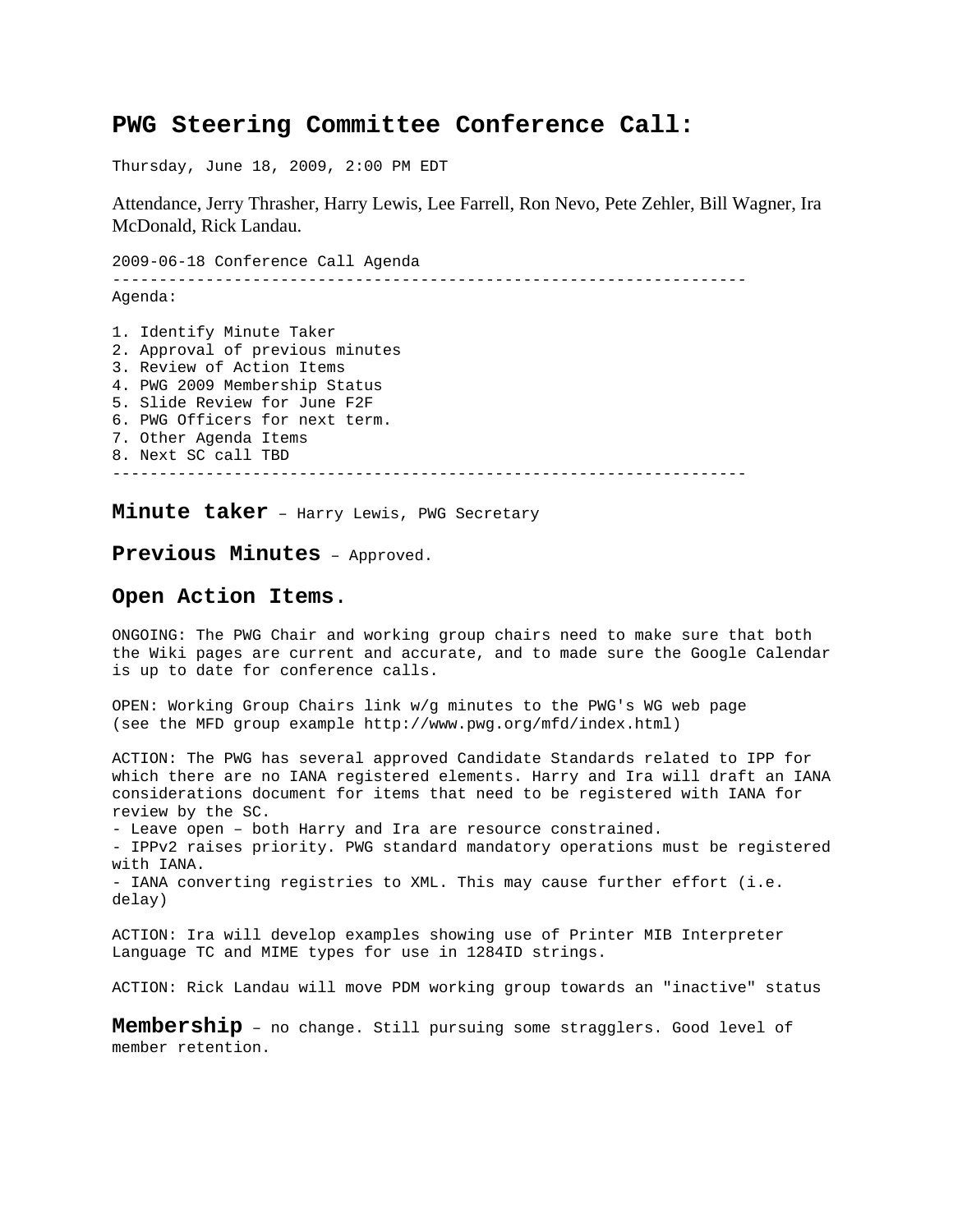# PWG Steering Committee Conference Call:

Thursday, June 18, 2009, 2:00 PM EDT

Attendance, Jerry Thrasher, Harry Lewis, Lee Farrell, Ron Nevo, Pete Zehler, Bill Wagner, Ira McDonald, Rick Landau.

```
2009-06-18 Conference Call Agenda
--------------------------------------------------------------------
Agenda:

1. Identify Minute Taker
2. Approval of previous minutes
3. Review of Action Items
4. PWG 2009 Membership Status
5. Slide Review for June F2F
6. PWG Officers for next term.
7. Other Agenda Items
8. Next SC call TBD
--------------------------------------------------------------------
```

## Minute taker – Harry Lewis, PWG Secretary

## Previous Minutes – Approved.

## Open Action Items.

ONGOING: The PWG Chair and working group chairs need to make sure that both the Wiki pages are current and accurate, and to made sure the Google Calendar is up to date for conference calls.

OPEN: Working Group Chairs link w/g minutes to the PWG's WG web page (see the MFD group example http://www.pwg.org/mfd/index.html)

ACTION: The PWG has several approved Candidate Standards related to IPP for which there are no IANA registered elements. Harry and Ira will draft an IANA considerations document for items that need to be registered with IANA for review by the SC.

- Leave open – both Harry and Ira are resource constrained.
- IPPv2 raises priority. PWG standard mandatory operations must be registered with IANA.
- IANA converting registries to XML. This may cause further effort (i.e. delay)

ACTION: Ira will develop examples showing use of Printer MIB Interpreter Language TC and MIME types for use in 1284ID strings.

ACTION: Rick Landau will move PDM working group towards an "inactive" status

**Membership** – no change. Still pursuing some stragglers. Good level of member retention.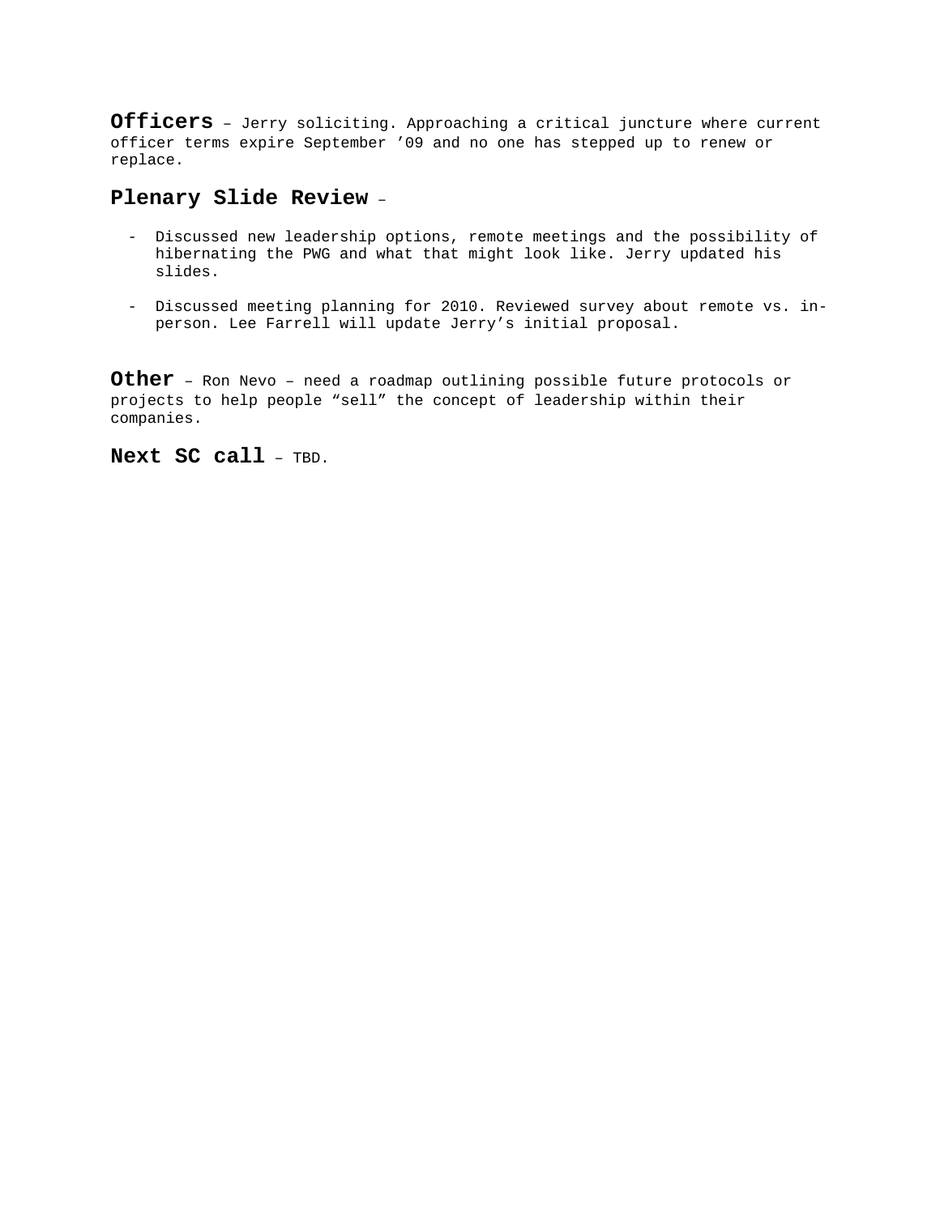**Officers** – Jerry soliciting. Approaching a critical juncture where current officer terms expire September ’09 and no one has stepped up to renew or replace.

**Plenary Slide Review** –

- Discussed new leadership options, remote meetings and the possibility of hibernating the PWG and what that might look like. Jerry updated his slides.
- Discussed meeting planning for 2010. Reviewed survey about remote vs. in-person. Lee Farrell will update Jerry’s initial proposal.

**Other** – Ron Nevo – need a roadmap outlining possible future protocols or projects to help people “sell” the concept of leadership within their companies.

**Next SC call** – TBD.